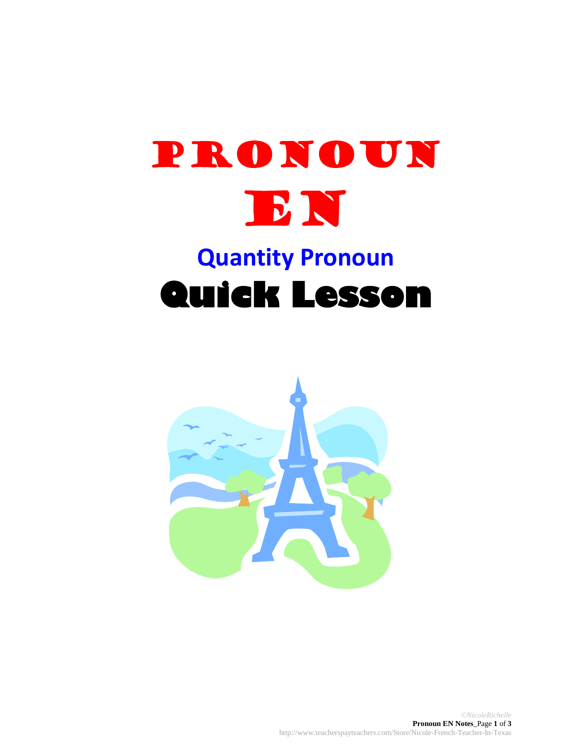# PRONOUN EN

## Quantity Pronoun

# Quick Lesson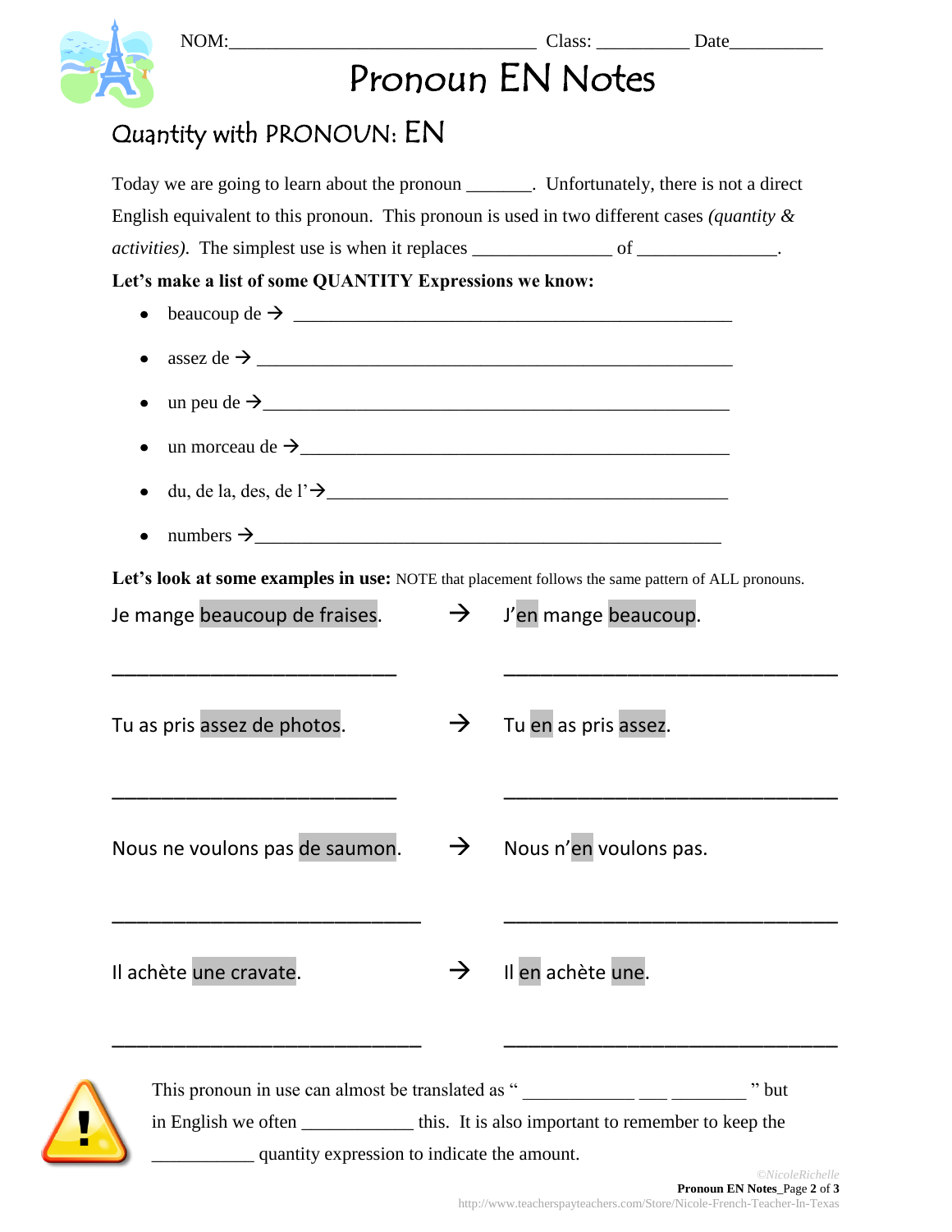NOM:_________________________________ Class: __________ Date__________

# Pronoun EN Notes

## Quantity with PRONOUN: EN

Today we are going to learn about the pronoun _______. Unfortunately, there is not a direct English equivalent to this pronoun. This pronoun is used in two different cases *(quantity & activities)*. The simplest use is when it replaces ______________ of ______________.

**Let's make a list of some QUANTITY Expressions we know:**

- beaucoup de → _______________________________________________
- assez de → _______________________________________________
- un peu de → _______________________________________________
- un morceau de → _____________________________________________
- du, de la, des, de l'→ _________________________________________
- numbers → _______________________________________________

**Let's look at some examples in use:** NOTE that placement follows the same pattern of ALL pronouns.

Je mange beaucoup de fraises. → J'en mange beaucoup.

_____________________________ _____________________________

Tu as pris assez de photos. → Tu en as pris assez.

_____________________________ _____________________________

Nous ne voulons pas de saumon. → Nous n'en voulons pas.

_____________________________ _____________________________

Il achète une cravate. → Il en achète une.

_____________________________ _____________________________

This pronoun in use can almost be translated as " ___________ ___ ________ " but in English we often ___________ this. It is also important to remember to keep the __________ quantity expression to indicate the amount.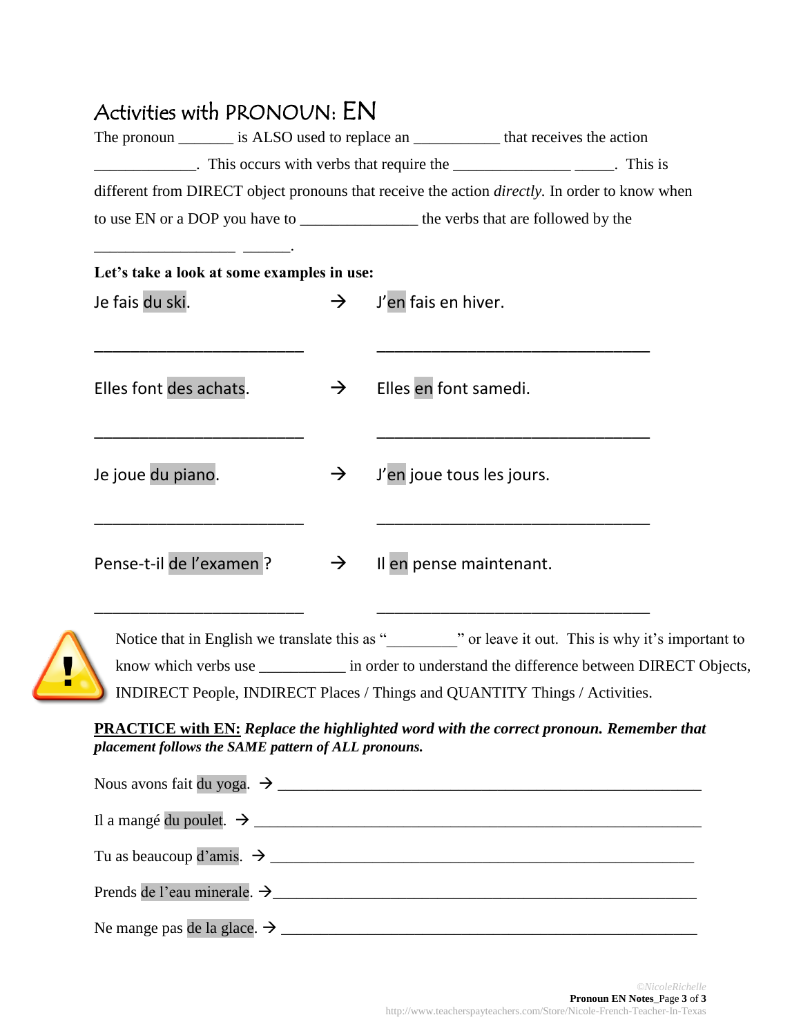# Activities with PRONOUN: EN

The pronoun _______ is ALSO used to replace an ___________ that receives the action _____________. This occurs with verbs that require the _______________ _____. This is different from DIRECT object pronouns that receive the action *directly.* In order to know when to use EN or a DOP you have to _______________ the verbs that are followed by the __________________ ______.

**Let's take a look at some examples in use:**

Je fais du ski. → J'en fais en hiver.

_________________________ _________________________________

Elles font des achats. → Elles en font samedi.

_________________________ _________________________________

Je joue du piano. → J'en joue tous les jours.

_________________________ _________________________________

Pense-t-il de l'examen ? → Il en pense maintenant.

_________________________ _________________________________

Notice that in English we translate this as "_________" or leave it out. This is why it's important to know which verbs use ___________ in order to understand the difference between DIRECT Objects, INDIRECT People, INDIRECT Places / Things and QUANTITY Things / Activities.

**PRACTICE with EN:** ***Replace the highlighted word with the correct pronoun. Remember that placement follows the SAME pattern of ALL pronouns.***

Nous avons fait du yoga. → ____________________________________________________

Il a mangé du poulet. → ____________________________________________________

Tu as beaucoup d'amis. → ____________________________________________________

Prends de l'eau minerale. → ____________________________________________________

Ne mange pas de la glace. → ____________________________________________________